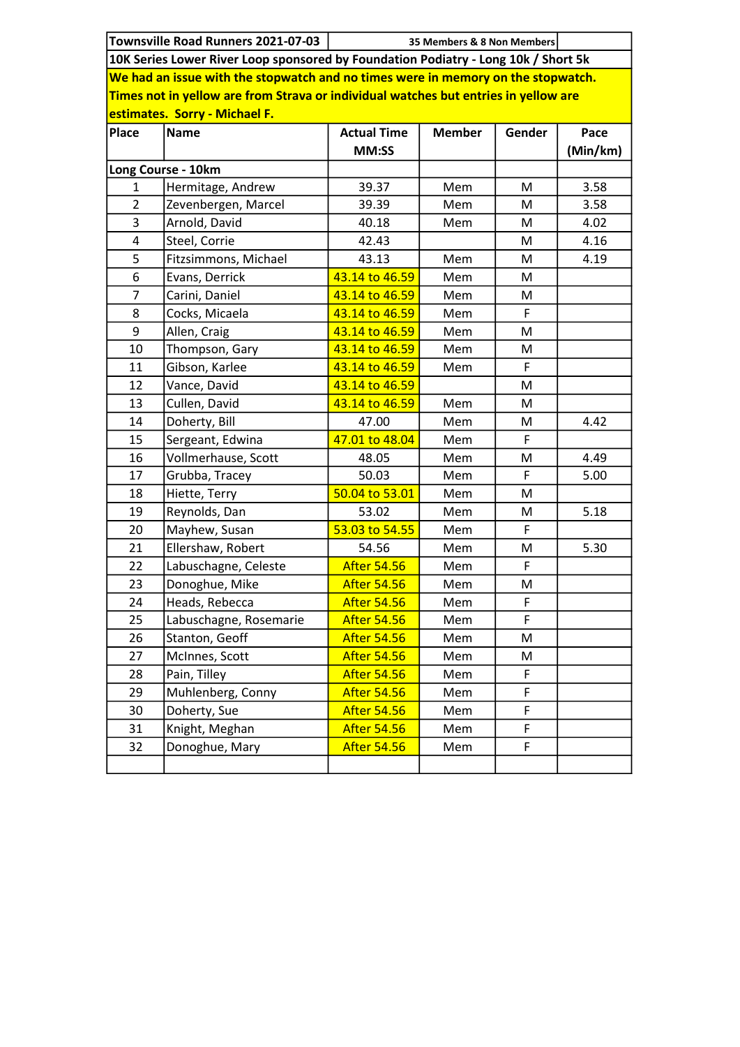| Townsville Road Runners 2021-07-03 | | 35 Members & 8 Non Members | | | |
|---|---|---|---|---|---|
| 10K Series Lower River Loop sponsored by Foundation Podiatry - Long 10k / Short 5k | | | | | |
| **We had an issue with the stopwatch and no times were in memory on the stopwatch. Times not in yellow are from Strava or individual watches but entries in yellow are estimates. Sorry - Michael F.** | | | | | |
| **Place** | **Name** | **Actual Time MM:SS** | **Member** | **Gender** | **Pace (Min/km)** |
| **Long Course - 10km** | | | | | |
| 1 | Hermitage, Andrew | 39.37 | Mem | M | 3.58 |
| 2 | Zevenbergen, Marcel | 39.39 | Mem | M | 3.58 |
| 3 | Arnold, David | 40.18 | Mem | M | 4.02 |
| 4 | Steel, Corrie | 42.43 | | M | 4.16 |
| 5 | Fitzsimmons, Michael | 43.13 | Mem | M | 4.19 |
| 6 | Evans, Derrick | 43.14 to 46.59 | Mem | M | |
| 7 | Carini, Daniel | 43.14 to 46.59 | Mem | M | |
| 8 | Cocks, Micaela | 43.14 to 46.59 | Mem | F | |
| 9 | Allen, Craig | 43.14 to 46.59 | Mem | M | |
| 10 | Thompson, Gary | 43.14 to 46.59 | Mem | M | |
| 11 | Gibson, Karlee | 43.14 to 46.59 | Mem | F | |
| 12 | Vance, David | 43.14 to 46.59 | | M | |
| 13 | Cullen, David | 43.14 to 46.59 | Mem | M | |
| 14 | Doherty, Bill | 47.00 | Mem | M | 4.42 |
| 15 | Sergeant, Edwina | 47.01 to 48.04 | Mem | F | |
| 16 | Vollmerhause, Scott | 48.05 | Mem | M | 4.49 |
| 17 | Grubba, Tracey | 50.03 | Mem | F | 5.00 |
| 18 | Hiette, Terry | 50.04 to 53.01 | Mem | M | |
| 19 | Reynolds, Dan | 53.02 | Mem | M | 5.18 |
| 20 | Mayhew, Susan | 53.03 to 54.55 | Mem | F | |
| 21 | Ellershaw, Robert | 54.56 | Mem | M | 5.30 |
| 22 | Labuschagne, Celeste | After 54.56 | Mem | F | |
| 23 | Donoghue, Mike | After 54.56 | Mem | M | |
| 24 | Heads, Rebecca | After 54.56 | Mem | F | |
| 25 | Labuschagne, Rosemarie | After 54.56 | Mem | F | |
| 26 | Stanton, Geoff | After 54.56 | Mem | M | |
| 27 | McInnes, Scott | After 54.56 | Mem | M | |
| 28 | Pain, Tilley | After 54.56 | Mem | F | |
| 29 | Muhlenberg, Conny | After 54.56 | Mem | F | |
| 30 | Doherty, Sue | After 54.56 | Mem | F | |
| 31 | Knight, Meghan | After 54.56 | Mem | F | |
| 32 | Donoghue, Mary | After 54.56 | Mem | F | |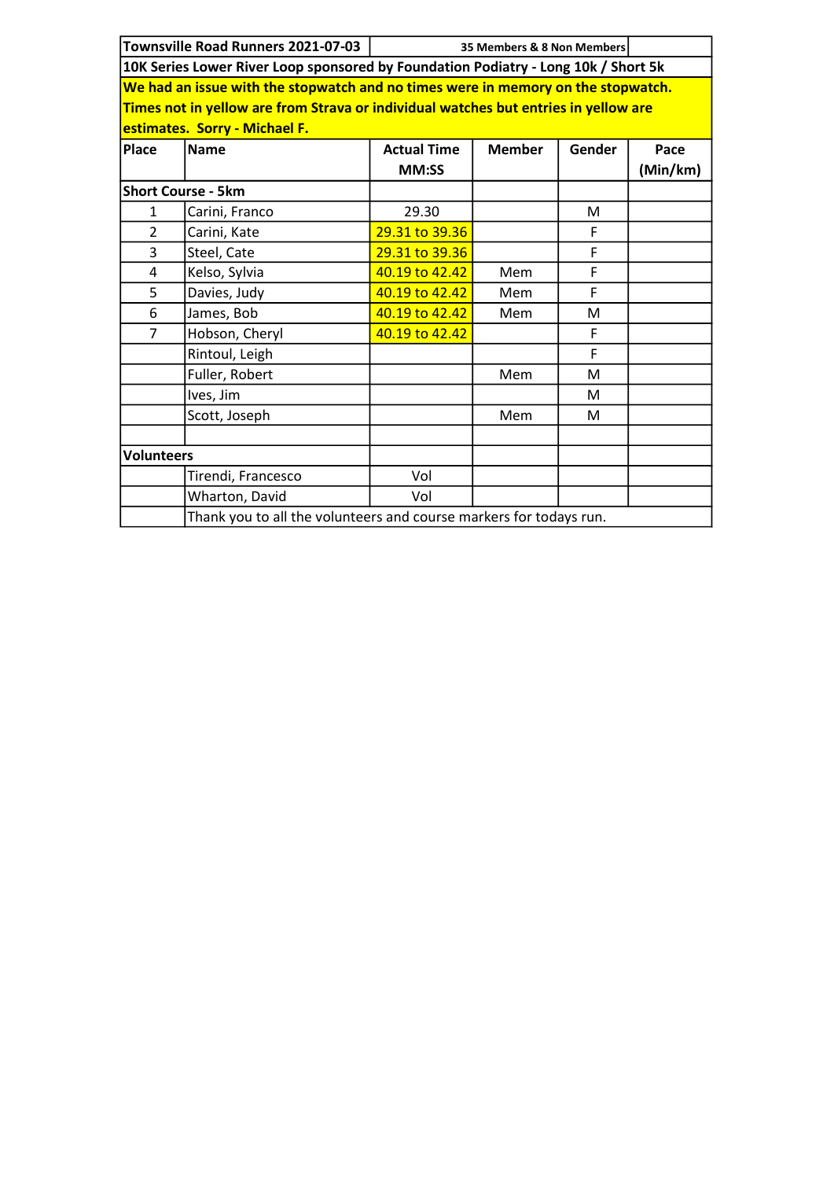| Townsville Road Runners 2021-07-03 | | 35 Members & 8 Non Members | | | |
|---|---|---|---|---|---|
| 10K Series Lower River Loop sponsored by Foundation Podiatry - Long 10k / Short 5k | | | | | |
| **We had an issue with the stopwatch and no times were in memory on the stopwatch. Times not in yellow are from Strava or individual watches but entries in yellow are estimates. Sorry - Michael F.** | | | | | |
| **Place** | **Name** | **Actual Time MM:SS** | **Member** | **Gender** | **Pace (Min/km)** |
| **Short Course - 5km** | | | | | |
| 1 | Carini, Franco | 29.30 | | M | |
| 2 | Carini, Kate | 29.31 to 39.36 | | F | |
| 3 | Steel, Cate | 29.31 to 39.36 | | F | |
| 4 | Kelso, Sylvia | 40.19 to 42.42 | Mem | F | |
| 5 | Davies, Judy | 40.19 to 42.42 | Mem | F | |
| 6 | James, Bob | 40.19 to 42.42 | Mem | M | |
| 7 | Hobson, Cheryl | 40.19 to 42.42 | | F | |
| | Rintoul, Leigh | | | F | |
| | Fuller, Robert | | Mem | M | |
| | Ives, Jim | | | M | |
| | Scott, Joseph | | Mem | M | |
| | | | | | |
| **Volunteers** | | | | | |
| | Tirendi, Francesco | Vol | | | |
| | Wharton, David | Vol | | | |
| | Thank you to all the volunteers and course markers for todays run. | | | | |